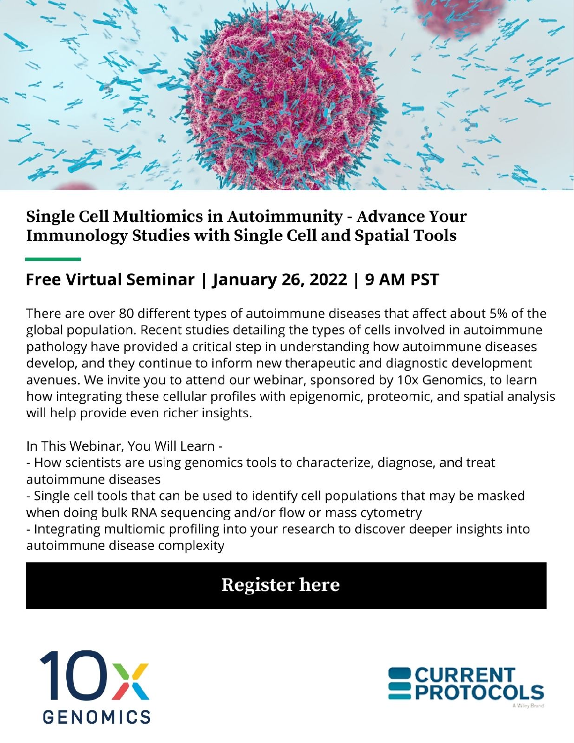# Single Cell Multiomics in Autoimmunity - Advance Your Immunology Studies with Single Cell and Spatial Tools

## Free Virtual Seminar | January 26, 2022 | 9 AM PST

There are over 80 different types of autoimmune diseases that affect about 5% of the global population. Recent studies detailing the types of cells involved in autoimmune pathology have provided a critical step in understanding how autoimmune diseases develop, and they continue to inform new therapeutic and diagnostic development avenues. We invite you to attend our webinar, sponsored by 10x Genomics, to learn how integrating these cellular profiles with epigenomic, proteomic, and spatial analysis will help provide even richer insights.

In This Webinar, You Will Learn -

- How scientists are using genomics tools to characterize, diagnose, and treat autoimmune diseases
- Single cell tools that can be used to identify cell populations that may be masked when doing bulk RNA sequencing and/or flow or mass cytometry
- Integrating multiomic profiling into your research to discover deeper insights into autoimmune disease complexity

**Register here**

10x GENOMICS

CURRENT PROTOCOLS

A Wiley Brand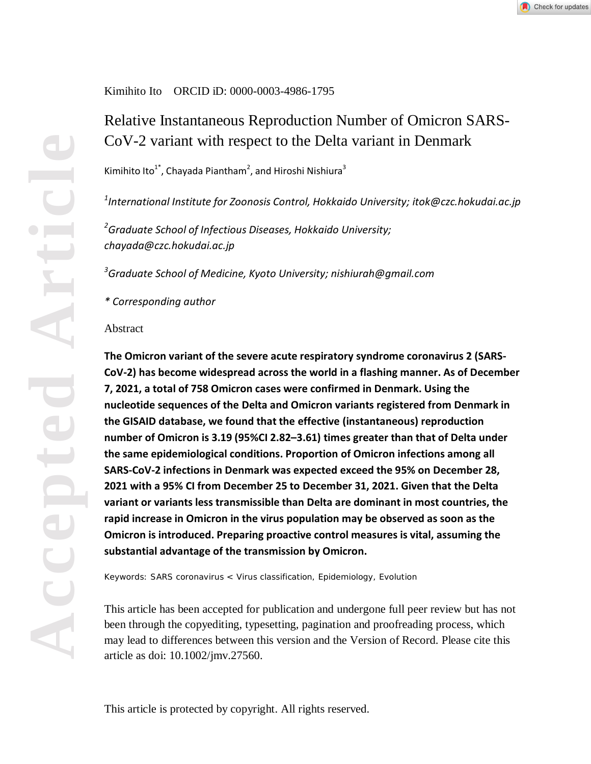Kimihito Ito ORCID iD: 0000-0003-4986-1795

# Relative Instantaneous Reproduction Number of Omicron SARS-CoV-2 variant with respect to the Delta variant in Denmark

Kimihito Ito[1*], Chayada Piantham[2], and Hiroshi Nishiura[3]

*[1]International Institute for Zoonosis Control, Hokkaido University; itok@czc.hokudai.ac.jp*

*[2]Graduate School of Infectious Diseases, Hokkaido University; chayada@czc.hokudai.ac.jp*

*[3]Graduate School of Medicine, Kyoto University; nishiurah@gmail.com*

*\* Corresponding author*

## Abstract

**The Omicron variant of the severe acute respiratory syndrome coronavirus 2 (SARS-CoV-2) has become widespread across the world in a flashing manner. As of December 7, 2021, a total of 758 Omicron cases were confirmed in Denmark. Using the nucleotide sequences of the Delta and Omicron variants registered from Denmark in the GISAID database, we found that the effective (instantaneous) reproduction number of Omicron is 3.19 (95%CI 2.82–3.61) times greater than that of Delta under the same epidemiological conditions. Proportion of Omicron infections among all SARS-CoV-2 infections in Denmark was expected exceed the 95% on December 28, 2021 with a 95% CI from December 25 to December 31, 2021. Given that the Delta variant or variants less transmissible than Delta are dominant in most countries, the rapid increase in Omicron in the virus population may be observed as soon as the Omicron is introduced. Preparing proactive control measures is vital, assuming the substantial advantage of the transmission by Omicron.**

Keywords: SARS coronavirus < Virus classification, Epidemiology, Evolution

This article has been accepted for publication and undergone full peer review but has not been through the copyediting, typesetting, pagination and proofreading process, which may lead to differences between this version and the Version of Record. Please cite this article as doi: 10.1002/jmv.27560.

This article is protected by copyright. All rights reserved.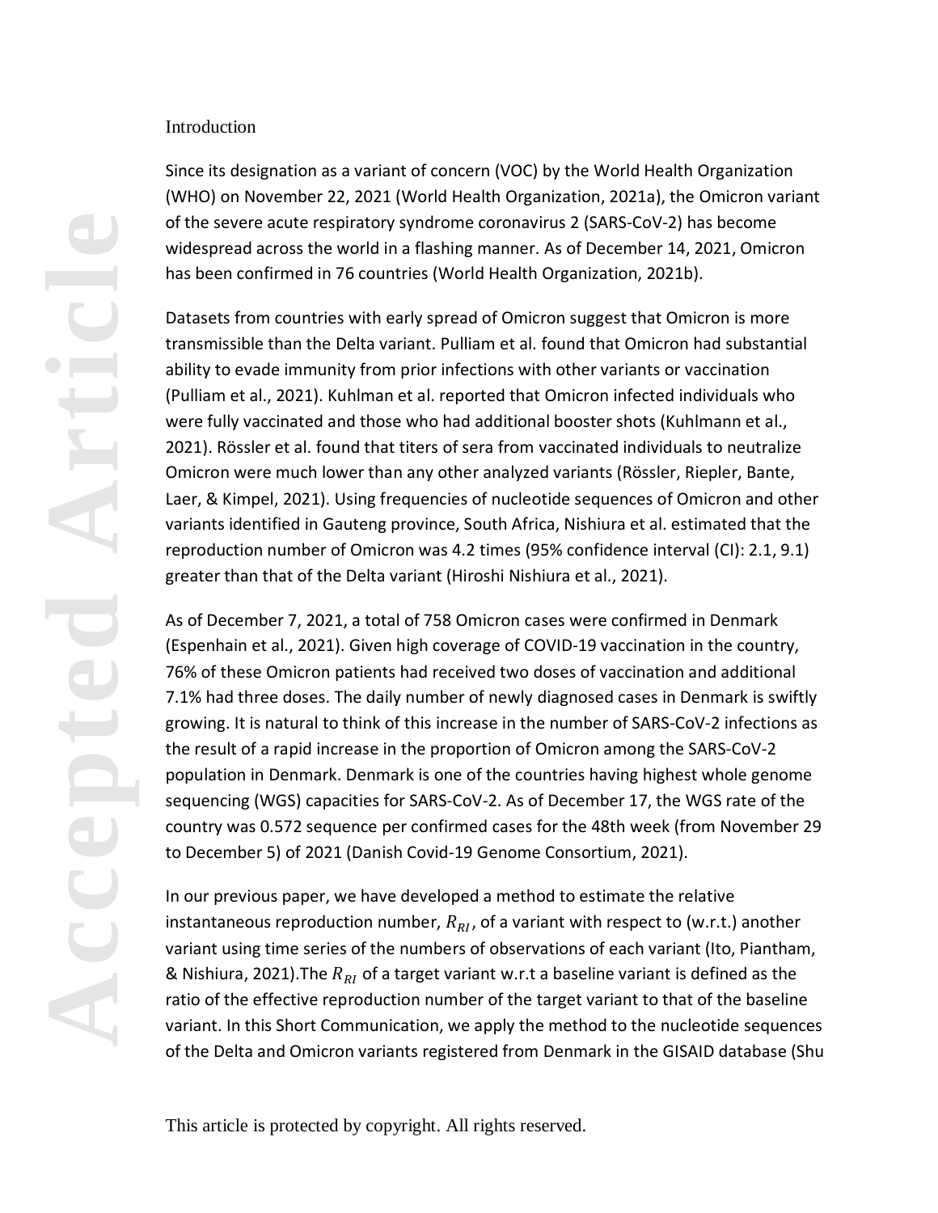Introduction

Since its designation as a variant of concern (VOC) by the World Health Organization (WHO) on November 22, 2021 (World Health Organization, 2021a), the Omicron variant of the severe acute respiratory syndrome coronavirus 2 (SARS-CoV-2) has become widespread across the world in a flashing manner. As of December 14, 2021, Omicron has been confirmed in 76 countries (World Health Organization, 2021b).

Datasets from countries with early spread of Omicron suggest that Omicron is more transmissible than the Delta variant. Pulliam et al. found that Omicron had substantial ability to evade immunity from prior infections with other variants or vaccination (Pulliam et al., 2021). Kuhlman et al. reported that Omicron infected individuals who were fully vaccinated and those who had additional booster shots (Kuhlmann et al., 2021). Rössler et al. found that titers of sera from vaccinated individuals to neutralize Omicron were much lower than any other analyzed variants (Rössler, Riepler, Bante, Laer, & Kimpel, 2021). Using frequencies of nucleotide sequences of Omicron and other variants identified in Gauteng province, South Africa, Nishiura et al. estimated that the reproduction number of Omicron was 4.2 times (95% confidence interval (CI): 2.1, 9.1) greater than that of the Delta variant (Hiroshi Nishiura et al., 2021).

As of December 7, 2021, a total of 758 Omicron cases were confirmed in Denmark (Espenhain et al., 2021). Given high coverage of COVID-19 vaccination in the country, 76% of these Omicron patients had received two doses of vaccination and additional 7.1% had three doses. The daily number of newly diagnosed cases in Denmark is swiftly growing. It is natural to think of this increase in the number of SARS-CoV-2 infections as the result of a rapid increase in the proportion of Omicron among the SARS-CoV-2 population in Denmark. Denmark is one of the countries having highest whole genome sequencing (WGS) capacities for SARS-CoV-2. As of December 17, the WGS rate of the country was 0.572 sequence per confirmed cases for the 48th week (from November 29 to December 5) of 2021 (Danish Covid-19 Genome Consortium, 2021).

In our previous paper, we have developed a method to estimate the relative instantaneous reproduction number, $R_{RI}$, of a variant with respect to (w.r.t.) another variant using time series of the numbers of observations of each variant (Ito, Piantham, & Nishiura, 2021).The $R_{RI}$ of a target variant w.r.t a baseline variant is defined as the ratio of the effective reproduction number of the target variant to that of the baseline variant. In this Short Communication, we apply the method to the nucleotide sequences of the Delta and Omicron variants registered from Denmark in the GISAID database (Shu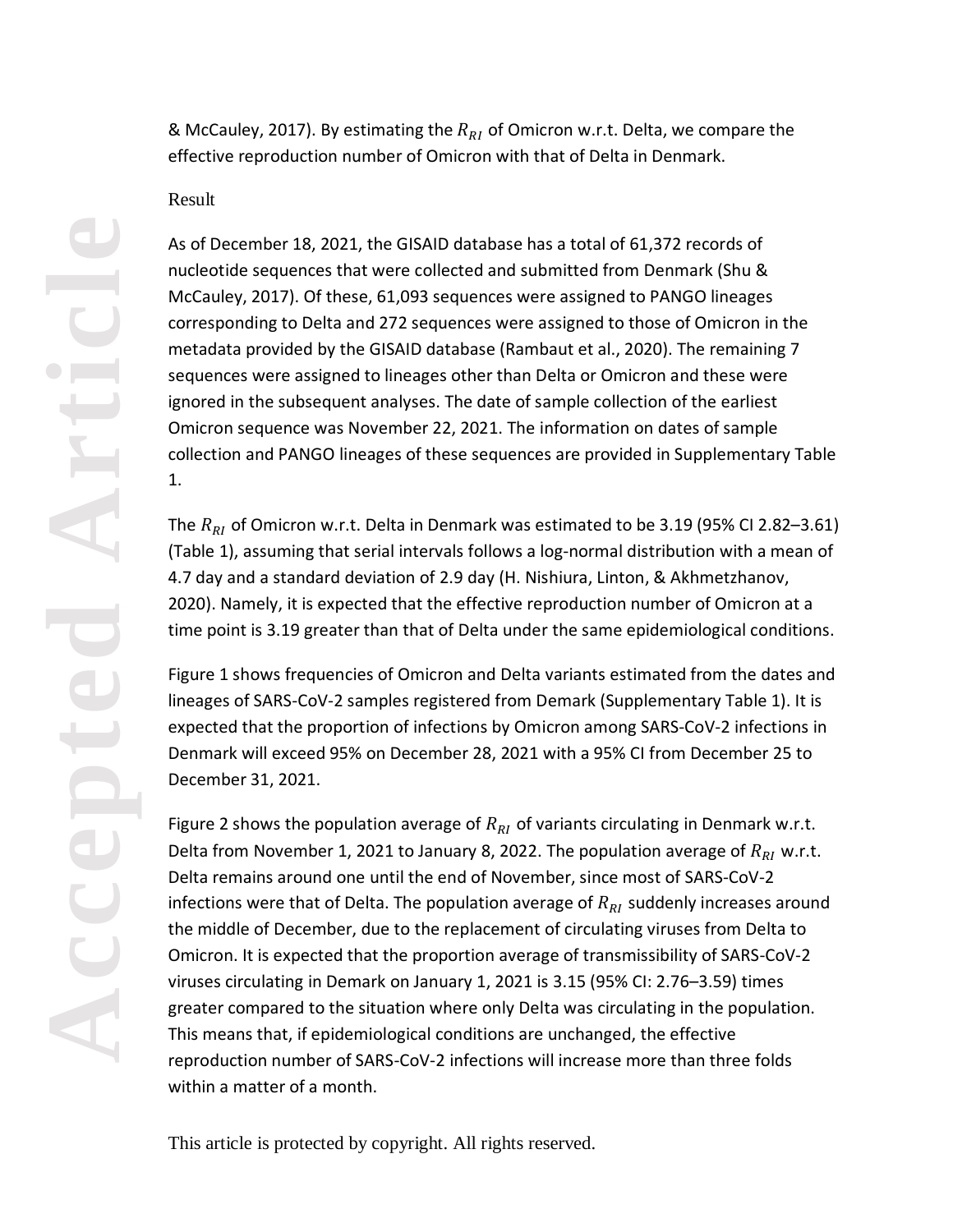& McCauley, 2017). By estimating the $R_{RI}$ of Omicron w.r.t. Delta, we compare the effective reproduction number of Omicron with that of Delta in Denmark.

## Result

As of December 18, 2021, the GISAID database has a total of 61,372 records of nucleotide sequences that were collected and submitted from Denmark (Shu & McCauley, 2017). Of these, 61,093 sequences were assigned to PANGO lineages corresponding to Delta and 272 sequences were assigned to those of Omicron in the metadata provided by the GISAID database (Rambaut et al., 2020). The remaining 7 sequences were assigned to lineages other than Delta or Omicron and these were ignored in the subsequent analyses. The date of sample collection of the earliest Omicron sequence was November 22, 2021. The information on dates of sample collection and PANGO lineages of these sequences are provided in Supplementary Table 1.

The $R_{RI}$ of Omicron w.r.t. Delta in Denmark was estimated to be 3.19 (95% CI 2.82–3.61) (Table 1), assuming that serial intervals follows a log-normal distribution with a mean of 4.7 day and a standard deviation of 2.9 day (H. Nishiura, Linton, & Akhmetzhanov, 2020). Namely, it is expected that the effective reproduction number of Omicron at a time point is 3.19 greater than that of Delta under the same epidemiological conditions.

Figure 1 shows frequencies of Omicron and Delta variants estimated from the dates and lineages of SARS-CoV-2 samples registered from Demark (Supplementary Table 1). It is expected that the proportion of infections by Omicron among SARS-CoV-2 infections in Denmark will exceed 95% on December 28, 2021 with a 95% CI from December 25 to December 31, 2021.

Figure 2 shows the population average of $R_{RI}$ of variants circulating in Denmark w.r.t. Delta from November 1, 2021 to January 8, 2022. The population average of $R_{RI}$ w.r.t. Delta remains around one until the end of November, since most of SARS-CoV-2 infections were that of Delta. The population average of $R_{RI}$ suddenly increases around the middle of December, due to the replacement of circulating viruses from Delta to Omicron. It is expected that the proportion average of transmissibility of SARS-CoV-2 viruses circulating in Demark on January 1, 2021 is 3.15 (95% CI: 2.76–3.59) times greater compared to the situation where only Delta was circulating in the population. This means that, if epidemiological conditions are unchanged, the effective reproduction number of SARS-CoV-2 infections will increase more than three folds within a matter of a month.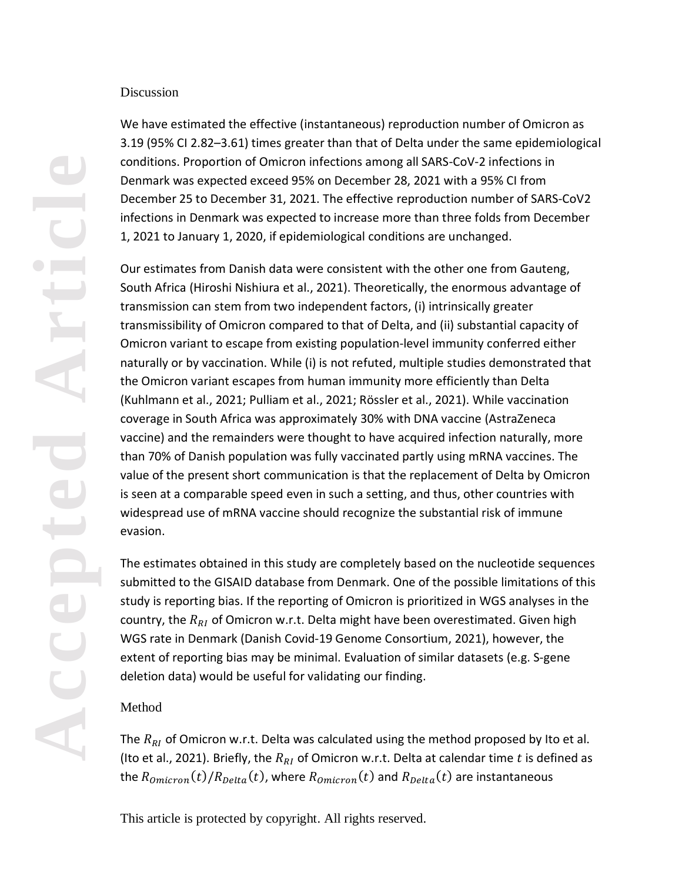## Discussion

We have estimated the effective (instantaneous) reproduction number of Omicron as 3.19 (95% CI 2.82–3.61) times greater than that of Delta under the same epidemiological conditions. Proportion of Omicron infections among all SARS-CoV-2 infections in Denmark was expected exceed 95% on December 28, 2021 with a 95% CI from December 25 to December 31, 2021. The effective reproduction number of SARS-CoV2 infections in Denmark was expected to increase more than three folds from December 1, 2021 to January 1, 2020, if epidemiological conditions are unchanged.

Our estimates from Danish data were consistent with the other one from Gauteng, South Africa (Hiroshi Nishiura et al., 2021). Theoretically, the enormous advantage of transmission can stem from two independent factors, (i) intrinsically greater transmissibility of Omicron compared to that of Delta, and (ii) substantial capacity of Omicron variant to escape from existing population-level immunity conferred either naturally or by vaccination. While (i) is not refuted, multiple studies demonstrated that the Omicron variant escapes from human immunity more efficiently than Delta (Kuhlmann et al., 2021; Pulliam et al., 2021; Rössler et al., 2021). While vaccination coverage in South Africa was approximately 30% with DNA vaccine (AstraZeneca vaccine) and the remainders were thought to have acquired infection naturally, more than 70% of Danish population was fully vaccinated partly using mRNA vaccines. The value of the present short communication is that the replacement of Delta by Omicron is seen at a comparable speed even in such a setting, and thus, other countries with widespread use of mRNA vaccine should recognize the substantial risk of immune evasion.

The estimates obtained in this study are completely based on the nucleotide sequences submitted to the GISAID database from Denmark. One of the possible limitations of this study is reporting bias. If the reporting of Omicron is prioritized in WGS analyses in the country, the $R_{RI}$ of Omicron w.r.t. Delta might have been overestimated. Given high WGS rate in Denmark (Danish Covid-19 Genome Consortium, 2021), however, the extent of reporting bias may be minimal. Evaluation of similar datasets (e.g. S-gene deletion data) would be useful for validating our finding.

## Method

The $R_{RI}$ of Omicron w.r.t. Delta was calculated using the method proposed by Ito et al. (Ito et al., 2021). Briefly, the $R_{RI}$ of Omicron w.r.t. Delta at calendar time $t$ is defined as the $R_{Omicron}(t)/R_{Delta}(t)$, where $R_{Omicron}(t)$ and $R_{Delta}(t)$ are instantaneous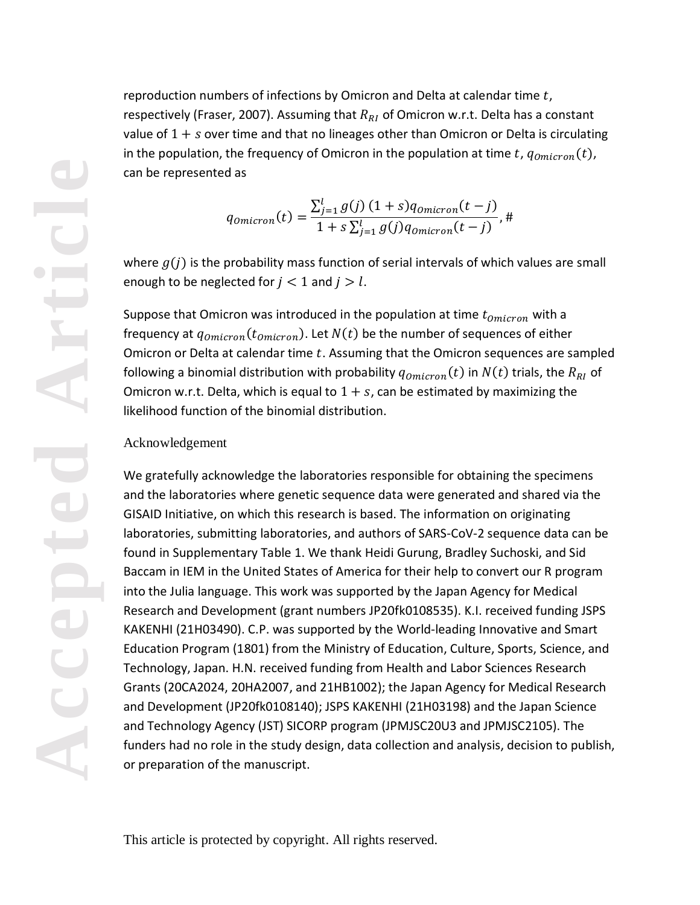reproduction numbers of infections by Omicron and Delta at calendar time $t$, respectively (Fraser, 2007). Assuming that $R_{RI}$ of Omicron w.r.t. Delta has a constant value of $1 + s$ over time and that no lineages other than Omicron or Delta is circulating in the population, the frequency of Omicron in the population at time $t$, $q_{Omicron}(t)$, can be represented as

$$q_{Omicron}(t) = \frac{\sum_{j=1}^{l} g(j)\,(1+s) q_{Omicron}(t-j)}{1 + s\sum_{j=1}^{l} g(j) q_{Omicron}(t-j)}, \#$$

where $g(j)$ is the probability mass function of serial intervals of which values are small enough to be neglected for $j < 1$ and $j > l$.

Suppose that Omicron was introduced in the population at time $t_{Omicron}$ with a frequency at $q_{Omicron}(t_{Omicron})$. Let $N(t)$ be the number of sequences of either Omicron or Delta at calendar time $t$. Assuming that the Omicron sequences are sampled following a binomial distribution with probability $q_{Omicron}(t)$ in $N(t)$ trials, the $R_{RI}$ of Omicron w.r.t. Delta, which is equal to $1 + s$, can be estimated by maximizing the likelihood function of the binomial distribution.

## Acknowledgement

We gratefully acknowledge the laboratories responsible for obtaining the specimens and the laboratories where genetic sequence data were generated and shared via the GISAID Initiative, on which this research is based. The information on originating laboratories, submitting laboratories, and authors of SARS-CoV-2 sequence data can be found in Supplementary Table 1. We thank Heidi Gurung, Bradley Suchoski, and Sid Baccam in IEM in the United States of America for their help to convert our R program into the Julia language. This work was supported by the Japan Agency for Medical Research and Development (grant numbers JP20fk0108535). K.I. received funding JSPS KAKENHI (21H03490). C.P. was supported by the World-leading Innovative and Smart Education Program (1801) from the Ministry of Education, Culture, Sports, Science, and Technology, Japan. H.N. received funding from Health and Labor Sciences Research Grants (20CA2024, 20HA2007, and 21HB1002); the Japan Agency for Medical Research and Development (JP20fk0108140); JSPS KAKENHI (21H03198) and the Japan Science and Technology Agency (JST) SICORP program (JPMJSC20U3 and JPMJSC2105). The funders had no role in the study design, data collection and analysis, decision to publish, or preparation of the manuscript.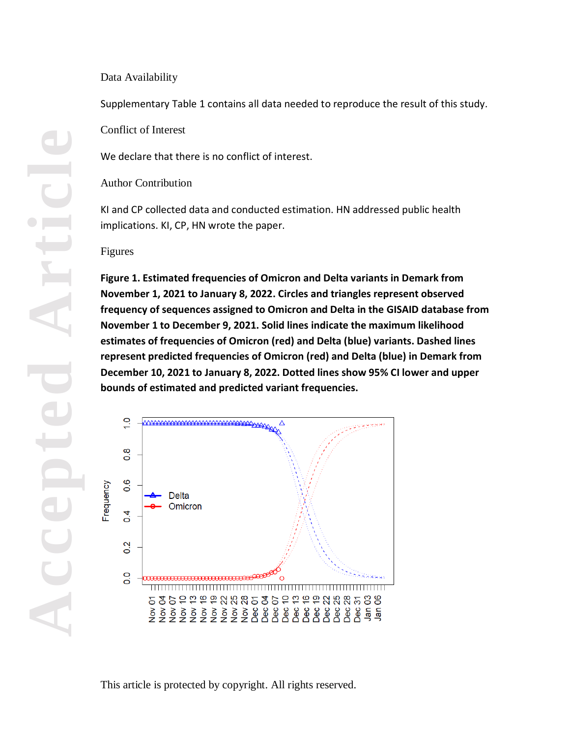## Data Availability

Supplementary Table 1 contains all data needed to reproduce the result of this study.

## Conflict of Interest

We declare that there is no conflict of interest.

## Author Contribution

KI and CP collected data and conducted estimation. HN addressed public health implications. KI, CP, HN wrote the paper.

## Figures

**Figure 1. Estimated frequencies of Omicron and Delta variants in Demark from November 1, 2021 to January 8, 2022. Circles and triangles represent observed frequency of sequences assigned to Omicron and Delta in the GISAID database from November 1 to December 9, 2021. Solid lines indicate the maximum likelihood estimates of frequencies of Omicron (red) and Delta (blue) variants. Dashed lines represent predicted frequencies of Omicron (red) and Delta (blue) in Demark from December 10, 2021 to January 8, 2022. Dotted lines show 95% CI lower and upper bounds of estimated and predicted variant frequencies.**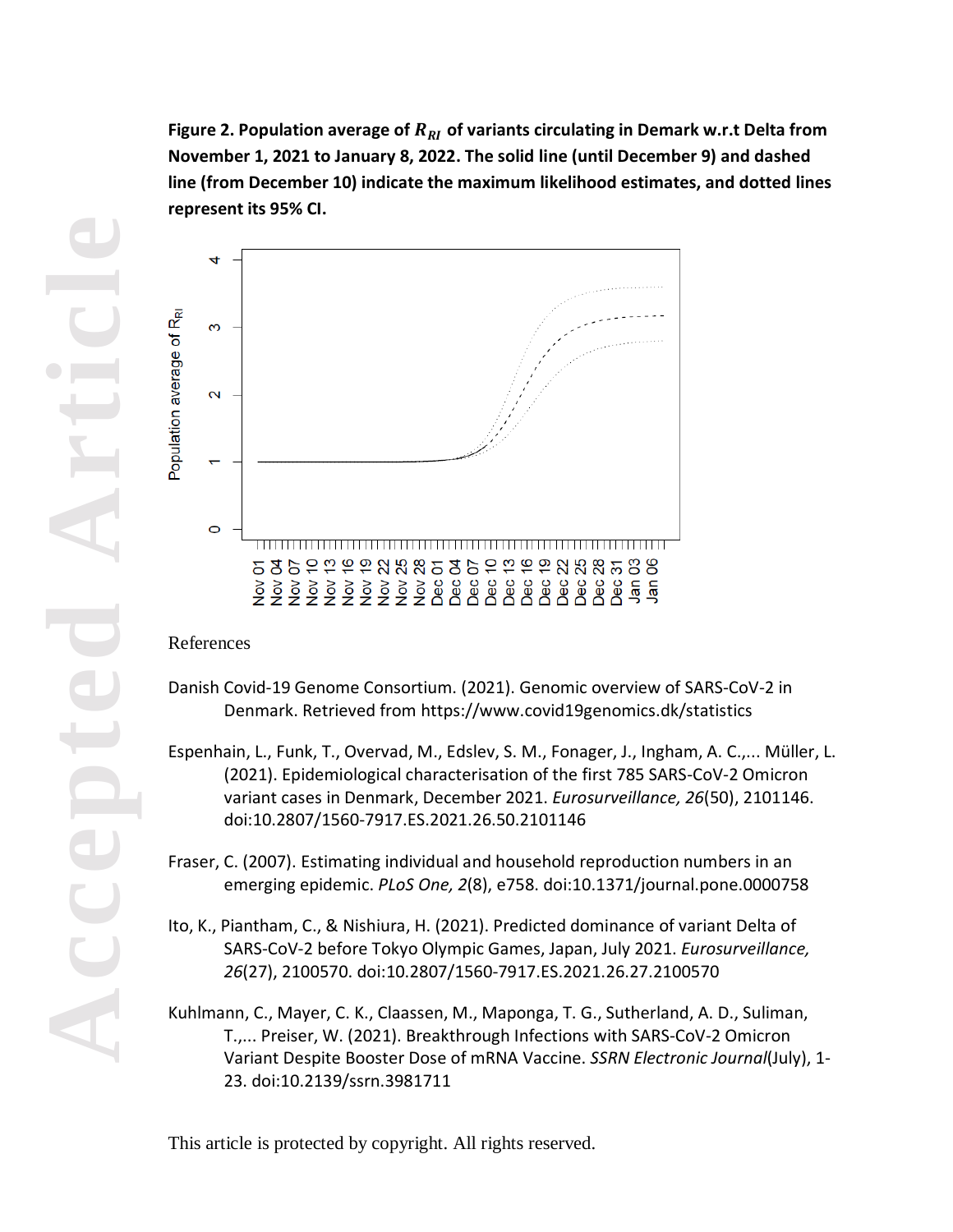**Figure 2. Population average of $R_{RI}$ of variants circulating in Demark w.r.t Delta from November 1, 2021 to January 8, 2022. The solid line (until December 9) and dashed line (from December 10) indicate the maximum likelihood estimates, and dotted lines represent its 95% CI.**

References

Danish Covid-19 Genome Consortium. (2021). Genomic overview of SARS-CoV-2 in Denmark. Retrieved from https://www.covid19genomics.dk/statistics

Espenhain, L., Funk, T., Overvad, M., Edslev, S. M., Fonager, J., Ingham, A. C.,... Müller, L. (2021). Epidemiological characterisation of the first 785 SARS-CoV-2 Omicron variant cases in Denmark, December 2021. *Eurosurveillance, 26*(50), 2101146. doi:10.2807/1560-7917.ES.2021.26.50.2101146

Fraser, C. (2007). Estimating individual and household reproduction numbers in an emerging epidemic. *PLoS One, 2*(8), e758. doi:10.1371/journal.pone.0000758

Ito, K., Piantham, C., & Nishiura, H. (2021). Predicted dominance of variant Delta of SARS-CoV-2 before Tokyo Olympic Games, Japan, July 2021. *Eurosurveillance, 26*(27), 2100570. doi:10.2807/1560-7917.ES.2021.26.27.2100570

Kuhlmann, C., Mayer, C. K., Claassen, M., Maponga, T. G., Sutherland, A. D., Suliman, T.,... Preiser, W. (2021). Breakthrough Infections with SARS-CoV-2 Omicron Variant Despite Booster Dose of mRNA Vaccine. *SSRN Electronic Journal*(July), 1-23. doi:10.2139/ssrn.3981711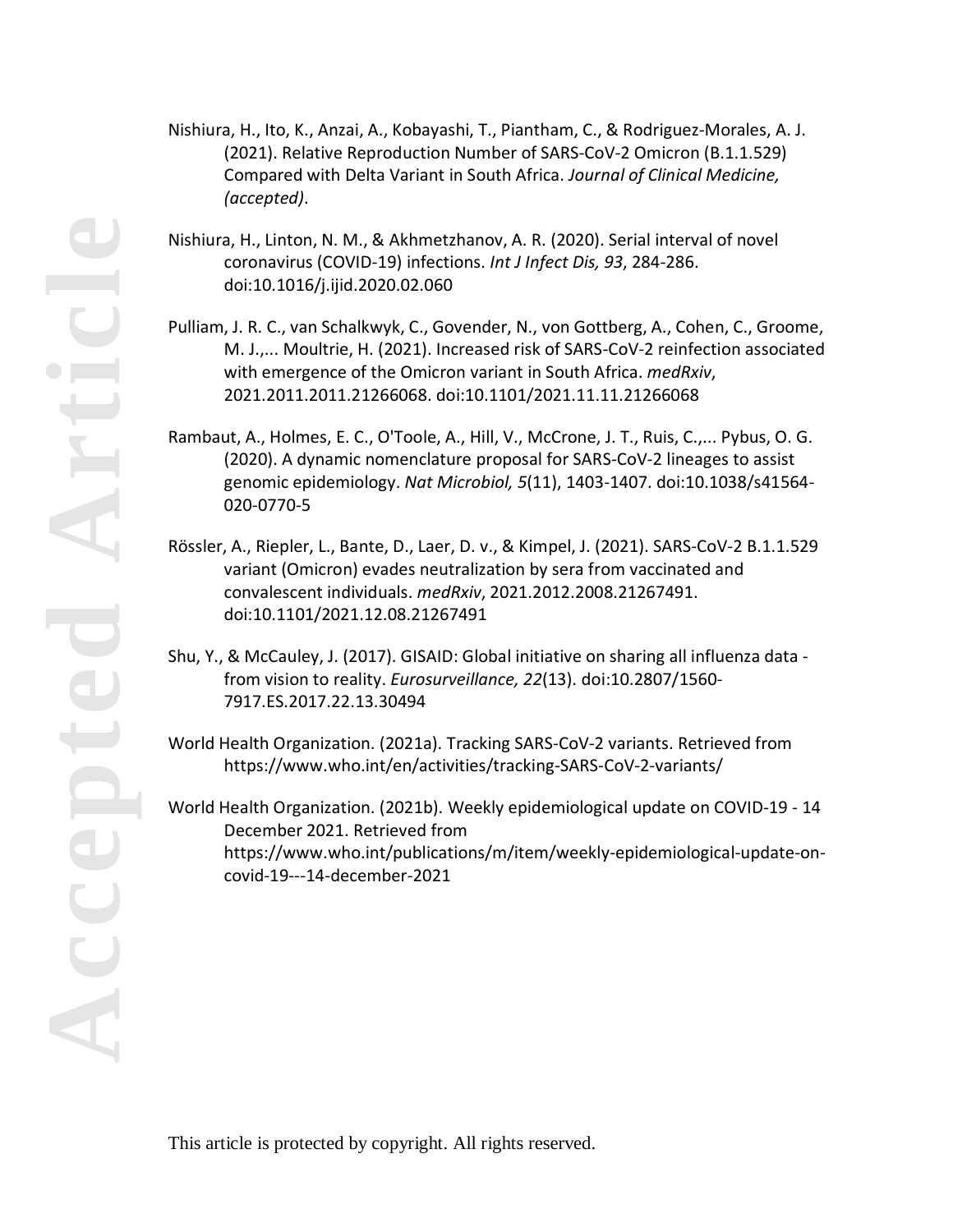Nishiura, H., Ito, K., Anzai, A., Kobayashi, T., Piantham, C., & Rodriguez-Morales, A. J. (2021). Relative Reproduction Number of SARS-CoV-2 Omicron (B.1.1.529) Compared with Delta Variant in South Africa. *Journal of Clinical Medicine, (accepted)*.

Nishiura, H., Linton, N. M., & Akhmetzhanov, A. R. (2020). Serial interval of novel coronavirus (COVID-19) infections. *Int J Infect Dis, 93*, 284-286. doi:10.1016/j.ijid.2020.02.060

Pulliam, J. R. C., van Schalkwyk, C., Govender, N., von Gottberg, A., Cohen, C., Groome, M. J.,... Moultrie, H. (2021). Increased risk of SARS-CoV-2 reinfection associated with emergence of the Omicron variant in South Africa. *medRxiv*, 2021.2011.2011.21266068. doi:10.1101/2021.11.11.21266068

Rambaut, A., Holmes, E. C., O'Toole, A., Hill, V., McCrone, J. T., Ruis, C.,... Pybus, O. G. (2020). A dynamic nomenclature proposal for SARS-CoV-2 lineages to assist genomic epidemiology. *Nat Microbiol, 5*(11), 1403-1407. doi:10.1038/s41564-020-0770-5

Rössler, A., Riepler, L., Bante, D., Laer, D. v., & Kimpel, J. (2021). SARS-CoV-2 B.1.1.529 variant (Omicron) evades neutralization by sera from vaccinated and convalescent individuals. *medRxiv*, 2021.2012.2008.21267491. doi:10.1101/2021.12.08.21267491

Shu, Y., & McCauley, J. (2017). GISAID: Global initiative on sharing all influenza data - from vision to reality. *Eurosurveillance, 22*(13). doi:10.2807/1560-7917.ES.2017.22.13.30494

World Health Organization. (2021a). Tracking SARS-CoV-2 variants. Retrieved from https://www.who.int/en/activities/tracking-SARS-CoV-2-variants/

World Health Organization. (2021b). Weekly epidemiological update on COVID-19 - 14 December 2021. Retrieved from https://www.who.int/publications/m/item/weekly-epidemiological-update-on-covid-19---14-december-2021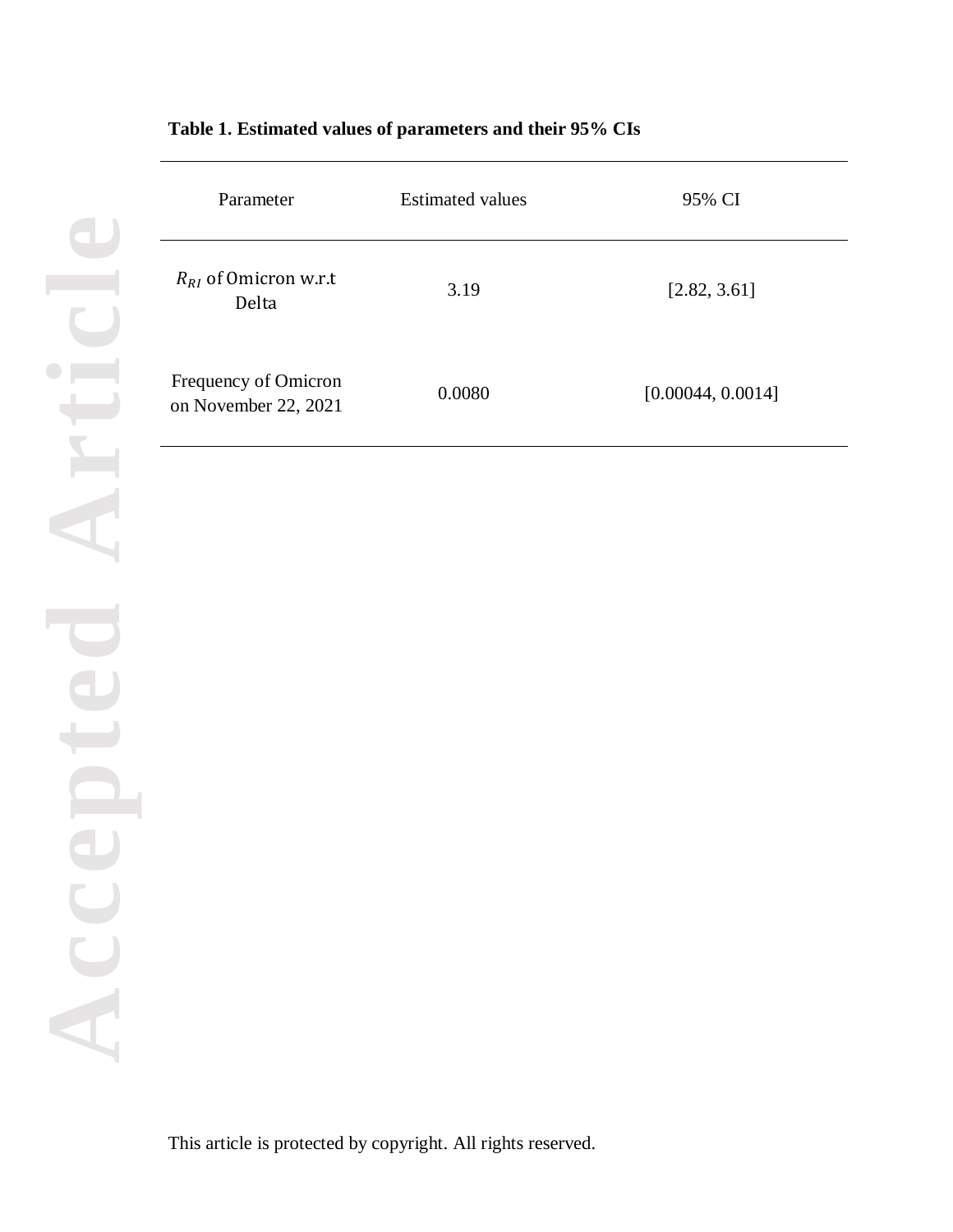**Table 1. Estimated values of parameters and their 95% CIs**

| Parameter | Estimated values | 95% CI |
|---|---|---|
| $R_{RI}$ of Omicron w.r.t Delta | 3.19 | [2.82, 3.61] |
| Frequency of Omicron on November 22, 2021 | 0.0080 | [0.00044, 0.0014] |